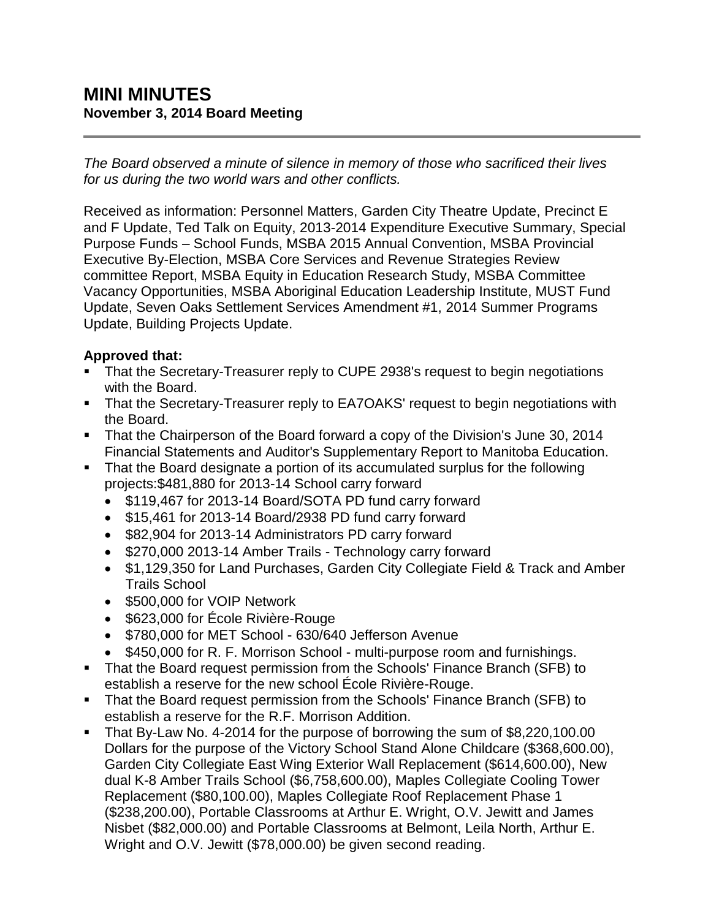# MINI MINUTES

**November 3, 2014 Board Meeting**

---

*The Board observed a minute of silence in memory of those who sacrificed their lives for us during the two world wars and other conflicts.*

Received as information: Personnel Matters, Garden City Theatre Update, Precinct E and F Update, Ted Talk on Equity, 2013-2014 Expenditure Executive Summary, Special Purpose Funds – School Funds, MSBA 2015 Annual Convention, MSBA Provincial Executive By-Election, MSBA Core Services and Revenue Strategies Review committee Report, MSBA Equity in Education Research Study, MSBA Committee Vacancy Opportunities, MSBA Aboriginal Education Leadership Institute, MUST Fund Update, Seven Oaks Settlement Services Amendment #1, 2014 Summer Programs Update, Building Projects Update.

**Approved that:**

- That the Secretary-Treasurer reply to CUPE 2938's request to begin negotiations with the Board.
- That the Secretary-Treasurer reply to EA7OAKS' request to begin negotiations with the Board.
- That the Chairperson of the Board forward a copy of the Division's June 30, 2014 Financial Statements and Auditor's Supplementary Report to Manitoba Education.
- That the Board designate a portion of its accumulated surplus for the following projects:$481,880 for 2013-14 School carry forward
  - $119,467 for 2013-14 Board/SOTA PD fund carry forward
  - $15,461 for 2013-14 Board/2938 PD fund carry forward
  - $82,904 for 2013-14 Administrators PD carry forward
  - $270,000 2013-14 Amber Trails - Technology carry forward
  - $1,129,350 for Land Purchases, Garden City Collegiate Field & Track and Amber Trails School
  - $500,000 for VOIP Network
  - $623,000 for École Rivière-Rouge
  - $780,000 for MET School - 630/640 Jefferson Avenue
  - $450,000 for R. F. Morrison School - multi-purpose room and furnishings.
- That the Board request permission from the Schools' Finance Branch (SFB) to establish a reserve for the new school École Rivière-Rouge.
- That the Board request permission from the Schools' Finance Branch (SFB) to establish a reserve for the R.F. Morrison Addition.
- That By-Law No. 4-2014 for the purpose of borrowing the sum of $8,220,100.00 Dollars for the purpose of the Victory School Stand Alone Childcare ($368,600.00), Garden City Collegiate East Wing Exterior Wall Replacement ($614,600.00), New dual K-8 Amber Trails School ($6,758,600.00), Maples Collegiate Cooling Tower Replacement ($80,100.00), Maples Collegiate Roof Replacement Phase 1 ($238,200.00), Portable Classrooms at Arthur E. Wright, O.V. Jewitt and James Nisbet ($82,000.00) and Portable Classrooms at Belmont, Leila North, Arthur E. Wright and O.V. Jewitt ($78,000.00) be given second reading.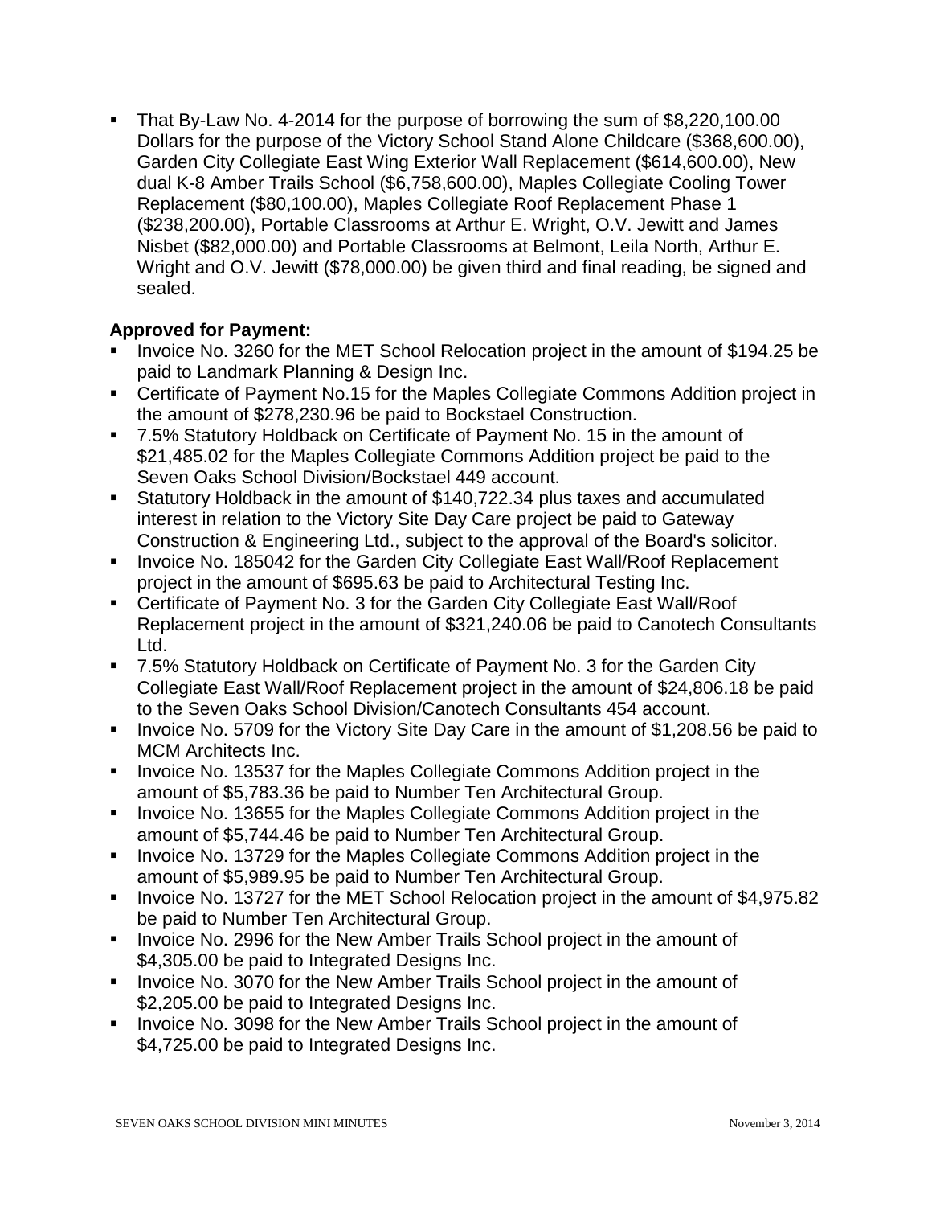- That By-Law No. 4-2014 for the purpose of borrowing the sum of $8,220,100.00 Dollars for the purpose of the Victory School Stand Alone Childcare ($368,600.00), Garden City Collegiate East Wing Exterior Wall Replacement ($614,600.00), New dual K-8 Amber Trails School ($6,758,600.00), Maples Collegiate Cooling Tower Replacement ($80,100.00), Maples Collegiate Roof Replacement Phase 1 ($238,200.00), Portable Classrooms at Arthur E. Wright, O.V. Jewitt and James Nisbet ($82,000.00) and Portable Classrooms at Belmont, Leila North, Arthur E. Wright and O.V. Jewitt ($78,000.00) be given third and final reading, be signed and sealed.

**Approved for Payment:**

- Invoice No. 3260 for the MET School Relocation project in the amount of $194.25 be paid to Landmark Planning & Design Inc.
- Certificate of Payment No.15 for the Maples Collegiate Commons Addition project in the amount of $278,230.96 be paid to Bockstael Construction.
- 7.5% Statutory Holdback on Certificate of Payment No. 15 in the amount of $21,485.02 for the Maples Collegiate Commons Addition project be paid to the Seven Oaks School Division/Bockstael 449 account.
- Statutory Holdback in the amount of $140,722.34 plus taxes and accumulated interest in relation to the Victory Site Day Care project be paid to Gateway Construction & Engineering Ltd., subject to the approval of the Board's solicitor.
- Invoice No. 185042 for the Garden City Collegiate East Wall/Roof Replacement project in the amount of $695.63 be paid to Architectural Testing Inc.
- Certificate of Payment No. 3 for the Garden City Collegiate East Wall/Roof Replacement project in the amount of $321,240.06 be paid to Canotech Consultants Ltd.
- 7.5% Statutory Holdback on Certificate of Payment No. 3 for the Garden City Collegiate East Wall/Roof Replacement project in the amount of $24,806.18 be paid to the Seven Oaks School Division/Canotech Consultants 454 account.
- Invoice No. 5709 for the Victory Site Day Care in the amount of $1,208.56 be paid to MCM Architects Inc.
- Invoice No. 13537 for the Maples Collegiate Commons Addition project in the amount of $5,783.36 be paid to Number Ten Architectural Group.
- Invoice No. 13655 for the Maples Collegiate Commons Addition project in the amount of $5,744.46 be paid to Number Ten Architectural Group.
- Invoice No. 13729 for the Maples Collegiate Commons Addition project in the amount of $5,989.95 be paid to Number Ten Architectural Group.
- Invoice No. 13727 for the MET School Relocation project in the amount of $4,975.82 be paid to Number Ten Architectural Group.
- Invoice No. 2996 for the New Amber Trails School project in the amount of $4,305.00 be paid to Integrated Designs Inc.
- Invoice No. 3070 for the New Amber Trails School project in the amount of $2,205.00 be paid to Integrated Designs Inc.
- Invoice No. 3098 for the New Amber Trails School project in the amount of $4,725.00 be paid to Integrated Designs Inc.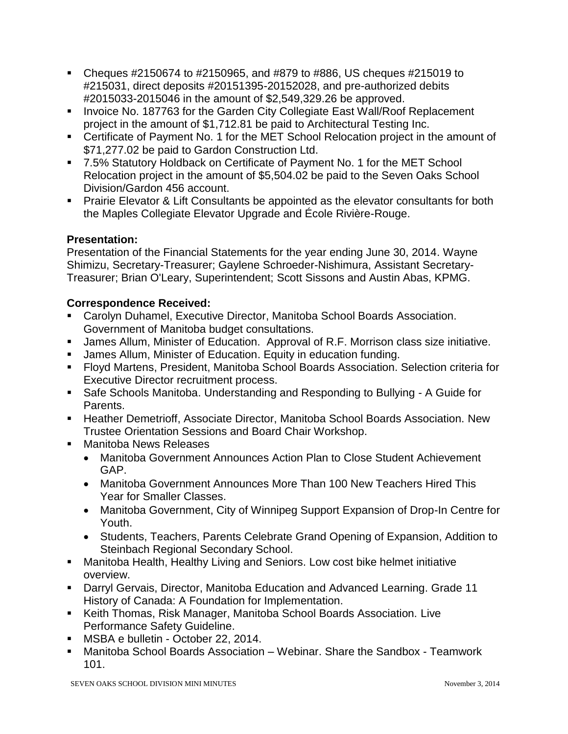- Cheques #2150674 to #2150965, and #879 to #886, US cheques #215019 to #215031, direct deposits #20151395-20152028, and pre-authorized debits #2015033-2015046 in the amount of $2,549,329.26 be approved.
- Invoice No. 187763 for the Garden City Collegiate East Wall/Roof Replacement project in the amount of $1,712.81 be paid to Architectural Testing Inc.
- Certificate of Payment No. 1 for the MET School Relocation project in the amount of $71,277.02 be paid to Gardon Construction Ltd.
- 7.5% Statutory Holdback on Certificate of Payment No. 1 for the MET School Relocation project in the amount of $5,504.02 be paid to the Seven Oaks School Division/Gardon 456 account.
- Prairie Elevator & Lift Consultants be appointed as the elevator consultants for both the Maples Collegiate Elevator Upgrade and École Rivière-Rouge.

**Presentation:**

Presentation of the Financial Statements for the year ending June 30, 2014. Wayne Shimizu, Secretary-Treasurer; Gaylene Schroeder-Nishimura, Assistant Secretary-Treasurer; Brian O'Leary, Superintendent; Scott Sissons and Austin Abas, KPMG.

**Correspondence Received:**

- Carolyn Duhamel, Executive Director, Manitoba School Boards Association. Government of Manitoba budget consultations.
- James Allum, Minister of Education. Approval of R.F. Morrison class size initiative.
- James Allum, Minister of Education. Equity in education funding.
- Floyd Martens, President, Manitoba School Boards Association. Selection criteria for Executive Director recruitment process.
- Safe Schools Manitoba. Understanding and Responding to Bullying - A Guide for Parents.
- Heather Demetrioff, Associate Director, Manitoba School Boards Association. New Trustee Orientation Sessions and Board Chair Workshop.
- Manitoba News Releases
  - Manitoba Government Announces Action Plan to Close Student Achievement GAP.
  - Manitoba Government Announces More Than 100 New Teachers Hired This Year for Smaller Classes.
  - Manitoba Government, City of Winnipeg Support Expansion of Drop-In Centre for Youth.
  - Students, Teachers, Parents Celebrate Grand Opening of Expansion, Addition to Steinbach Regional Secondary School.
- Manitoba Health, Healthy Living and Seniors. Low cost bike helmet initiative overview.
- Darryl Gervais, Director, Manitoba Education and Advanced Learning. Grade 11 History of Canada: A Foundation for Implementation.
- Keith Thomas, Risk Manager, Manitoba School Boards Association. Live Performance Safety Guideline.
- MSBA e bulletin - October 22, 2014.
- Manitoba School Boards Association – Webinar. Share the Sandbox - Teamwork 101.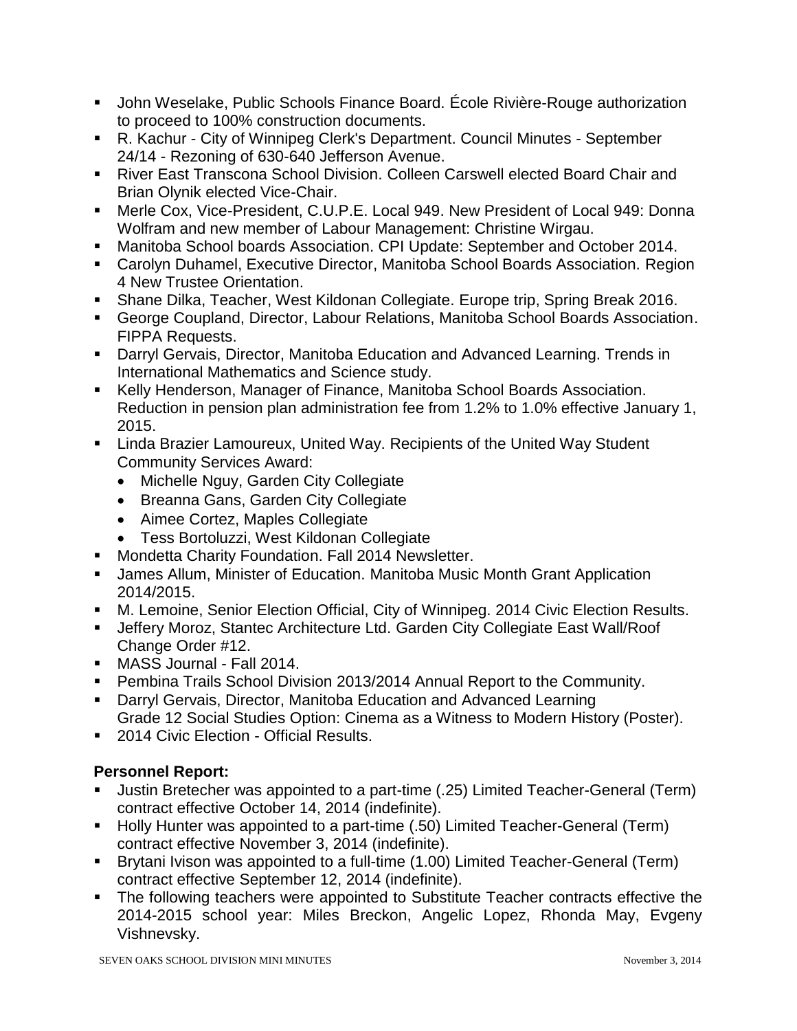- John Weselake, Public Schools Finance Board. École Rivière-Rouge authorization to proceed to 100% construction documents.
- R. Kachur - City of Winnipeg Clerk's Department. Council Minutes - September 24/14 - Rezoning of 630-640 Jefferson Avenue.
- River East Transcona School Division. Colleen Carswell elected Board Chair and Brian Olynik elected Vice-Chair.
- Merle Cox, Vice-President, C.U.P.E. Local 949. New President of Local 949: Donna Wolfram and new member of Labour Management: Christine Wirgau.
- Manitoba School boards Association. CPI Update: September and October 2014.
- Carolyn Duhamel, Executive Director, Manitoba School Boards Association. Region 4 New Trustee Orientation.
- Shane Dilka, Teacher, West Kildonan Collegiate. Europe trip, Spring Break 2016.
- George Coupland, Director, Labour Relations, Manitoba School Boards Association. FIPPA Requests.
- Darryl Gervais, Director, Manitoba Education and Advanced Learning. Trends in International Mathematics and Science study.
- Kelly Henderson, Manager of Finance, Manitoba School Boards Association. Reduction in pension plan administration fee from 1.2% to 1.0% effective January 1, 2015.
- Linda Brazier Lamoureux, United Way. Recipients of the United Way Student Community Services Award:
  - Michelle Nguy, Garden City Collegiate
  - Breanna Gans, Garden City Collegiate
  - Aimee Cortez, Maples Collegiate
  - Tess Bortoluzzi, West Kildonan Collegiate
- Mondetta Charity Foundation. Fall 2014 Newsletter.
- James Allum, Minister of Education. Manitoba Music Month Grant Application 2014/2015.
- M. Lemoine, Senior Election Official, City of Winnipeg. 2014 Civic Election Results.
- Jeffery Moroz, Stantec Architecture Ltd. Garden City Collegiate East Wall/Roof Change Order #12.
- MASS Journal - Fall 2014.
- Pembina Trails School Division 2013/2014 Annual Report to the Community.
- Darryl Gervais, Director, Manitoba Education and Advanced Learning Grade 12 Social Studies Option: Cinema as a Witness to Modern History (Poster).
- 2014 Civic Election - Official Results.

**Personnel Report:**

- Justin Bretecher was appointed to a part-time (.25) Limited Teacher-General (Term) contract effective October 14, 2014 (indefinite).
- Holly Hunter was appointed to a part-time (.50) Limited Teacher-General (Term) contract effective November 3, 2014 (indefinite).
- Brytani Ivison was appointed to a full-time (1.00) Limited Teacher-General (Term) contract effective September 12, 2014 (indefinite).
- The following teachers were appointed to Substitute Teacher contracts effective the 2014-2015 school year: Miles Breckon, Angelic Lopez, Rhonda May, Evgeny Vishnevsky.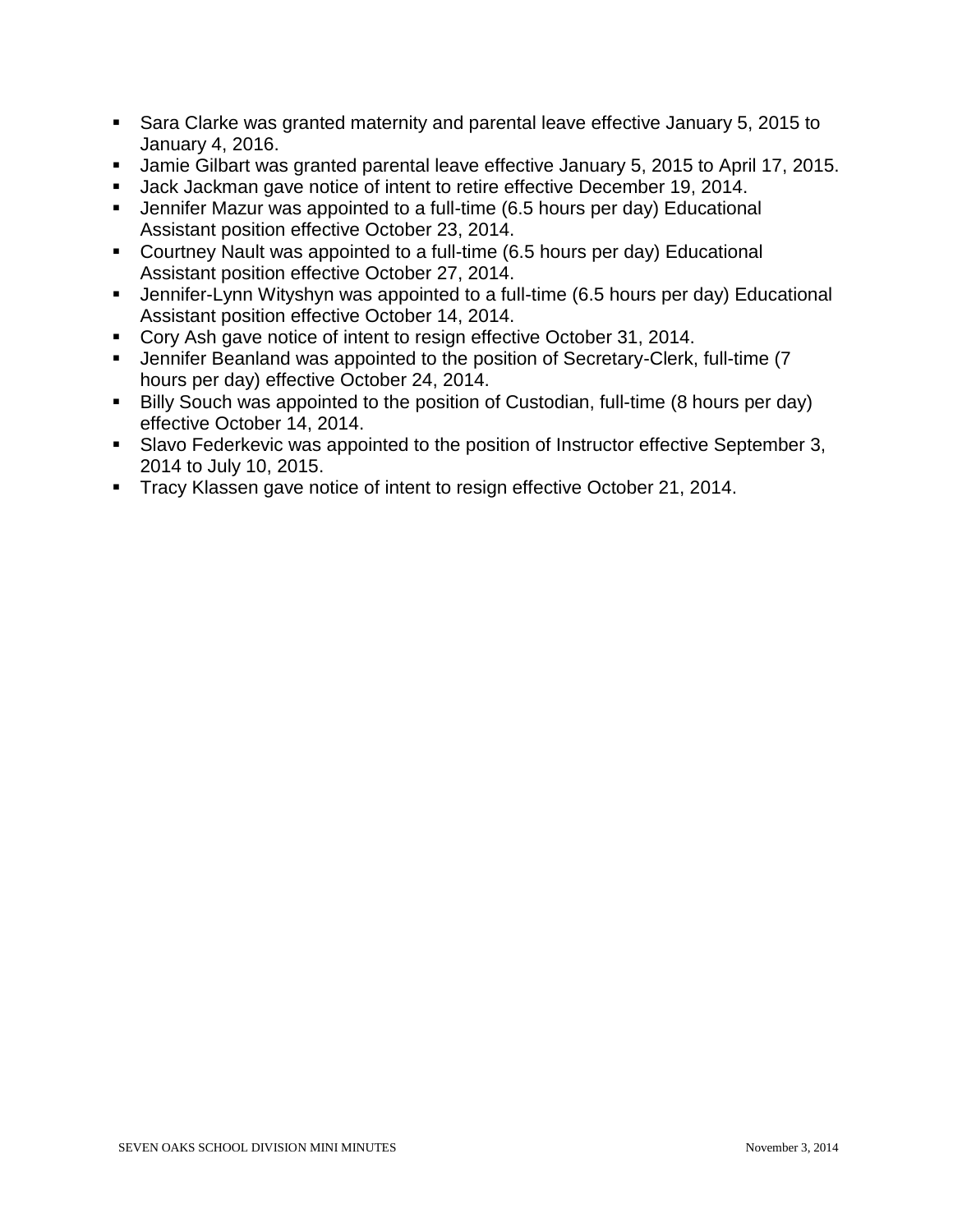- Sara Clarke was granted maternity and parental leave effective January 5, 2015 to January 4, 2016.
- Jamie Gilbart was granted parental leave effective January 5, 2015 to April 17, 2015.
- Jack Jackman gave notice of intent to retire effective December 19, 2014.
- Jennifer Mazur was appointed to a full-time (6.5 hours per day) Educational Assistant position effective October 23, 2014.
- Courtney Nault was appointed to a full-time (6.5 hours per day) Educational Assistant position effective October 27, 2014.
- Jennifer-Lynn Wityshyn was appointed to a full-time (6.5 hours per day) Educational Assistant position effective October 14, 2014.
- Cory Ash gave notice of intent to resign effective October 31, 2014.
- Jennifer Beanland was appointed to the position of Secretary-Clerk, full-time (7 hours per day) effective October 24, 2014.
- Billy Souch was appointed to the position of Custodian, full-time (8 hours per day) effective October 14, 2014.
- Slavo Federkevic was appointed to the position of Instructor effective September 3, 2014 to July 10, 2015.
- Tracy Klassen gave notice of intent to resign effective October 21, 2014.